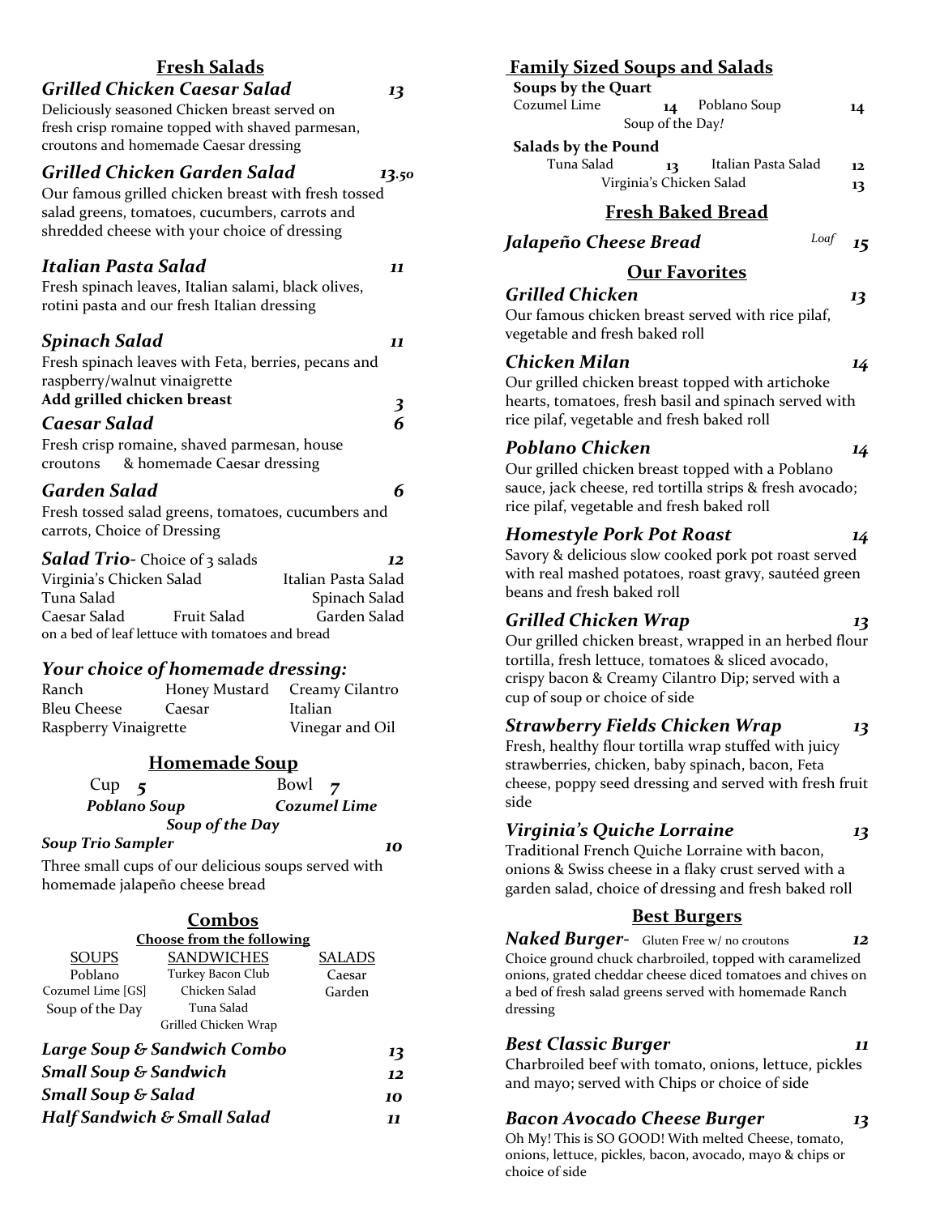## Fresh Salads

### *Grilled Chicken Caesar Salad* — 13

Deliciously seasoned Chicken breast served on fresh crisp romaine topped with shaved parmesan, croutons and homemade Caesar dressing

### *Grilled Chicken Garden Salad* — 13.50

Our famous grilled chicken breast with fresh tossed salad greens, tomatoes, cucumbers, carrots and shredded cheese with your choice of dressing

### *Italian Pasta Salad* — 11

Fresh spinach leaves, Italian salami, black olives, rotini pasta and our fresh Italian dressing

### *Spinach Salad* — 11

Fresh spinach leaves with Feta, berries, pecans and raspberry/walnut vinaigrette

**Add grilled chicken breast** — 3

### *Caesar Salad* — 6

Fresh crisp romaine, shaved parmesan, house croutons & homemade Caesar dressing

### *Garden Salad* — 6

Fresh tossed salad greens, tomatoes, cucumbers and carrots, Choice of Dressing

### *Salad Trio*- Choice of 3 salads — 12

| | | |
|---|---|---|
| Virginia's Chicken Salad | | Italian Pasta Salad |
| Tuna Salad | | Spinach Salad |
| Caesar Salad | Fruit Salad | Garden Salad |

on a bed of leaf lettuce with tomatoes and bread

### *Your choice of homemade dressing:*

| | | |
|---|---|---|
| Ranch | Honey Mustard | Creamy Cilantro |
| Bleu Cheese | Caesar | Italian |
| Raspberry Vinaigrette | | Vinegar and Oil |

## Homemade Soup

Cup **5** Bowl **7**

***Poblano Soup*** ***Cozumel Lime***

***Soup of the Day***

***Soup Trio Sampler*** — 10

Three small cups of our delicious soups served with homemade jalapeño cheese bread

## Combos

**Choose from the following**

| SOUPS | SANDWICHES | SALADS |
|---|---|---|
| Poblano | Turkey Bacon Club | Caesar |
| Cozumel Lime [GS] | Chicken Salad | Garden |
| Soup of the Day | Tuna Salad | |
| | Grilled Chicken Wrap | |

***Large Soup & Sandwich Combo*** — 13

***Small Soup & Sandwich*** — 12

***Small Soup & Salad*** — 10

***Half Sandwich & Small Salad*** — 11

## Family Sized Soups and Salads

**Soups by the Quart**

Cozumel Lime — 14 Poblano Soup — 14

Soup of the Day!

**Salads by the Pound**

Tuna Salad — 13 Italian Pasta Salad — 12

Virginia's Chicken Salad — 13

## Fresh Baked Bread

### *Jalapeño Cheese Bread* — *Loaf* 15

## Our Favorites

### *Grilled Chicken* — 13

Our famous chicken breast served with rice pilaf, vegetable and fresh baked roll

### *Chicken Milan* — 14

Our grilled chicken breast topped with artichoke hearts, tomatoes, fresh basil and spinach served with rice pilaf, vegetable and fresh baked roll

### *Poblano Chicken* — 14

Our grilled chicken breast topped with a Poblano sauce, jack cheese, red tortilla strips & fresh avocado; rice pilaf, vegetable and fresh baked roll

### *Homestyle Pork Pot Roast* — 14

Savory & delicious slow cooked pork pot roast served with real mashed potatoes, roast gravy, sautéed green beans and fresh baked roll

### *Grilled Chicken Wrap* — 13

Our grilled chicken breast, wrapped in an herbed flour tortilla, fresh lettuce, tomatoes & sliced avocado, crispy bacon & Creamy Cilantro Dip; served with a cup of soup or choice of side

### *Strawberry Fields Chicken Wrap* — 13

Fresh, healthy flour tortilla wrap stuffed with juicy strawberries, chicken, baby spinach, bacon, Feta cheese, poppy seed dressing and served with fresh fruit side

### *Virginia's Quiche Lorraine* — 13

Traditional French Quiche Lorraine with bacon, onions & Swiss cheese in a flaky crust served with a garden salad, choice of dressing and fresh baked roll

## Best Burgers

### *Naked Burger*- Gluten Free w/ no croutons — 12

Choice ground chuck charbroiled, topped with caramelized onions, grated cheddar cheese diced tomatoes and chives on a bed of fresh salad greens served with homemade Ranch dressing

### *Best Classic Burger* — 11

Charbroiled beef with tomato, onions, lettuce, pickles and mayo; served with Chips or choice of side

### *Bacon Avocado Cheese Burger* — 13

Oh My! This is SO GOOD! With melted Cheese, tomato, onions, lettuce, pickles, bacon, avocado, mayo & chips or choice of side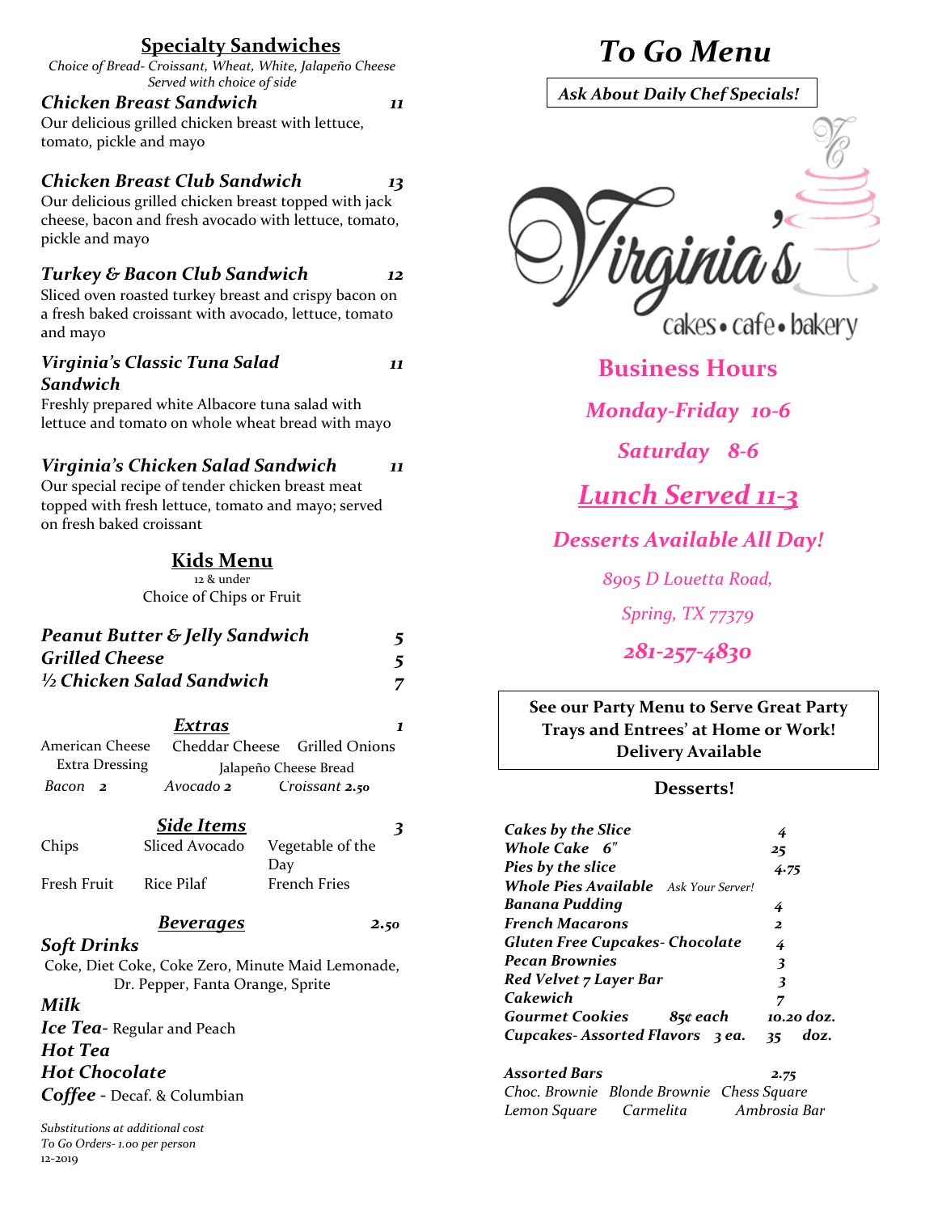## Specialty Sandwiches

*Choice of Bread- Croissant, Wheat, White, Jalapeño Cheese*
*Served with choice of side*

**_Chicken Breast Sandwich_** — *11*
Our delicious grilled chicken breast with lettuce, tomato, pickle and mayo

**_Chicken Breast Club Sandwich_** — *13*
Our delicious grilled chicken breast topped with jack cheese, bacon and fresh avocado with lettuce, tomato, pickle and mayo

**_Turkey & Bacon Club Sandwich_** — *12*
Sliced oven roasted turkey breast and crispy bacon on a fresh baked croissant with avocado, lettuce, tomato and mayo

**_Virginia's Classic Tuna Salad Sandwich_** — *11*
Freshly prepared white Albacore tuna salad with lettuce and tomato on whole wheat bread with mayo

**_Virginia's Chicken Salad Sandwich_** — *11*
Our special recipe of tender chicken breast meat topped with fresh lettuce, tomato and mayo; served on fresh baked croissant

## Kids Menu

12 & under
Choice of Chips or Fruit

| | |
|---|---|
| ***Peanut Butter & Jelly Sandwich*** | *5* |
| ***Grilled Cheese*** | *5* |
| ***½ Chicken Salad Sandwich*** | *7* |

### *Extras* — *1*

American Cheese, Cheddar Cheese, Grilled Onions, Extra Dressing, Jalapeño Cheese Bread

*Bacon* **2** &nbsp; *Avocado* **2** &nbsp; *Croissant* **2.50**

### *Side Items* — *3*

Chips, Sliced Avocado, Vegetable of the Day, Fresh Fruit, Rice Pilaf, French Fries

### *Beverages* — *2.50*

***Soft Drinks***
Coke, Diet Coke, Coke Zero, Minute Maid Lemonade, Dr. Pepper, Fanta Orange, Sprite

***Milk***

***Ice Tea*** - Regular and Peach

***Hot Tea***

***Hot Chocolate***

***Coffee*** - Decaf. & Columbian

*Substitutions at additional cost*
*To Go Orders- 1.00 per person*
12-2019

# *To Go Menu*

*Ask About Daily Chef Specials!*

Virginia's cakes • cafe • bakery

## Business Hours

***Monday-Friday 10-6***

***Saturday 8-6***

***Lunch Served 11-3***

***Desserts Available All Day!***

*8905 D Louetta Road,*
*Spring, TX 77379*

***281-257-4830***

**See our Party Menu to Serve Great Party Trays and Entrees' at Home or Work!**
**Delivery Available**

## Desserts!

| | | |
|---|---|---|
| ***Cakes by the Slice*** | | *4* |
| ***Whole Cake 6"*** | | *25* |
| ***Pies by the slice*** | | *4.75* |
| ***Whole Pies Available*** | *Ask Your Server!* | |
| ***Banana Pudding*** | | *4* |
| ***French Macarons*** | | *2* |
| ***Gluten Free Cupcakes- Chocolate*** | | *4* |
| ***Pecan Brownies*** | | *3* |
| ***Red Velvet 7 Layer Bar*** | | *3* |
| ***Cakewich*** | | *7* |
| ***Gourmet Cookies*** | *85¢ each* | *10.20 doz.* |
| ***Cupcakes- Assorted Flavors*** | *3 ea.* | *35 doz.* |

***Assorted Bars*** — *2.75*
*Choc. Brownie, Blonde Brownie, Chess Square, Lemon Square, Carmelita, Ambrosia Bar*